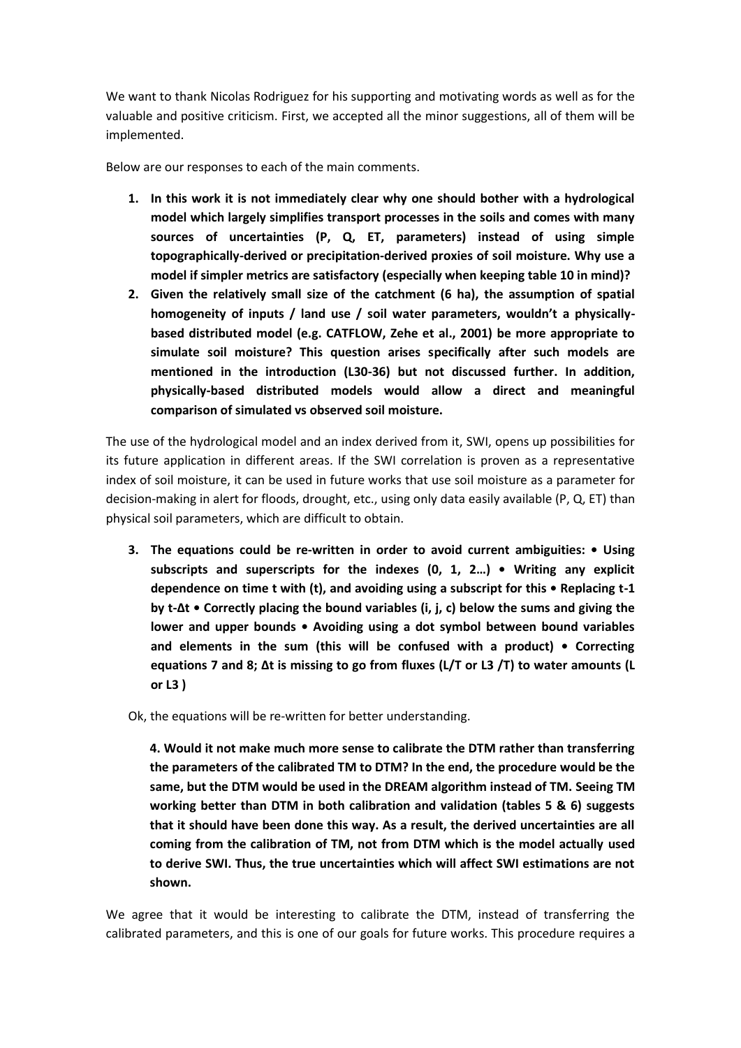We want to thank Nicolas Rodriguez for his supporting and motivating words as well as for the valuable and positive criticism. First, we accepted all the minor suggestions, all of them will be implemented.

Below are our responses to each of the main comments.

1. **In this work it is not immediately clear why one should bother with a hydrological model which largely simplifies transport processes in the soils and comes with many sources of uncertainties (P, Q, ET, parameters) instead of using simple topographically-derived or precipitation-derived proxies of soil moisture. Why use a model if simpler metrics are satisfactory (especially when keeping table 10 in mind)?**
2. **Given the relatively small size of the catchment (6 ha), the assumption of spatial homogeneity of inputs / land use / soil water parameters, wouldn't a physically-based distributed model (e.g. CATFLOW, Zehe et al., 2001) be more appropriate to simulate soil moisture? This question arises specifically after such models are mentioned in the introduction (L30-36) but not discussed further. In addition, physically-based distributed models would allow a direct and meaningful comparison of simulated vs observed soil moisture.**

The use of the hydrological model and an index derived from it, SWI, opens up possibilities for its future application in different areas. If the SWI correlation is proven as a representative index of soil moisture, it can be used in future works that use soil moisture as a parameter for decision-making in alert for floods, drought, etc., using only data easily available (P, Q, ET) than physical soil parameters, which are difficult to obtain.

3. **The equations could be re-written in order to avoid current ambiguities: • Using subscripts and superscripts for the indexes (0, 1, 2…) • Writing any explicit dependence on time t with (t), and avoiding using a subscript for this • Replacing t-1 by t-Δt • Correctly placing the bound variables (i, j, c) below the sums and giving the lower and upper bounds • Avoiding using a dot symbol between bound variables and elements in the sum (this will be confused with a product) • Correcting equations 7 and 8; Δt is missing to go from fluxes (L/T or $L^3$ /T) to water amounts (L or $L^3$ )**

Ok, the equations will be re-written for better understanding.

4. **Would it not make much more sense to calibrate the DTM rather than transferring the parameters of the calibrated TM to DTM? In the end, the procedure would be the same, but the DTM would be used in the DREAM algorithm instead of TM. Seeing TM working better than DTM in both calibration and validation (tables 5 & 6) suggests that it should have been done this way. As a result, the derived uncertainties are all coming from the calibration of TM, not from DTM which is the model actually used to derive SWI. Thus, the true uncertainties which will affect SWI estimations are not shown.**

We agree that it would be interesting to calibrate the DTM, instead of transferring the calibrated parameters, and this is one of our goals for future works. This procedure requires a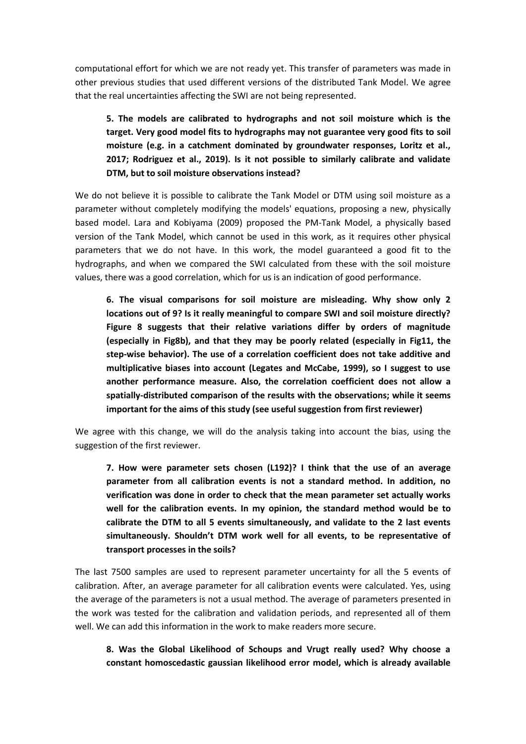computational effort for which we are not ready yet. This transfer of parameters was made in other previous studies that used different versions of the distributed Tank Model. We agree that the real uncertainties affecting the SWI are not being represented.

> **5. The models are calibrated to hydrographs and not soil moisture which is the target. Very good model fits to hydrographs may not guarantee very good fits to soil moisture (e.g. in a catchment dominated by groundwater responses, Loritz et al., 2017; Rodriguez et al., 2019). Is it not possible to similarly calibrate and validate DTM, but to soil moisture observations instead?**

We do not believe it is possible to calibrate the Tank Model or DTM using soil moisture as a parameter without completely modifying the models' equations, proposing a new, physically based model. Lara and Kobiyama (2009) proposed the PM-Tank Model, a physically based version of the Tank Model, which cannot be used in this work, as it requires other physical parameters that we do not have. In this work, the model guaranteed a good fit to the hydrographs, and when we compared the SWI calculated from these with the soil moisture values, there was a good correlation, which for us is an indication of good performance.

> **6. The visual comparisons for soil moisture are misleading. Why show only 2 locations out of 9? Is it really meaningful to compare SWI and soil moisture directly? Figure 8 suggests that their relative variations differ by orders of magnitude (especially in Fig8b), and that they may be poorly related (especially in Fig11, the step-wise behavior). The use of a correlation coefficient does not take additive and multiplicative biases into account (Legates and McCabe, 1999), so I suggest to use another performance measure. Also, the correlation coefficient does not allow a spatially-distributed comparison of the results with the observations; while it seems important for the aims of this study (see useful suggestion from first reviewer)**

We agree with this change, we will do the analysis taking into account the bias, using the suggestion of the first reviewer.

> **7. How were parameter sets chosen (L192)? I think that the use of an average parameter from all calibration events is not a standard method. In addition, no verification was done in order to check that the mean parameter set actually works well for the calibration events. In my opinion, the standard method would be to calibrate the DTM to all 5 events simultaneously, and validate to the 2 last events simultaneously. Shouldn't DTM work well for all events, to be representative of transport processes in the soils?**

The last 7500 samples are used to represent parameter uncertainty for all the 5 events of calibration. After, an average parameter for all calibration events were calculated. Yes, using the average of the parameters is not a usual method. The average of parameters presented in the work was tested for the calibration and validation periods, and represented all of them well. We can add this information in the work to make readers more secure.

> **8. Was the Global Likelihood of Schoups and Vrugt really used? Why choose a constant homoscedastic gaussian likelihood error model, which is already available**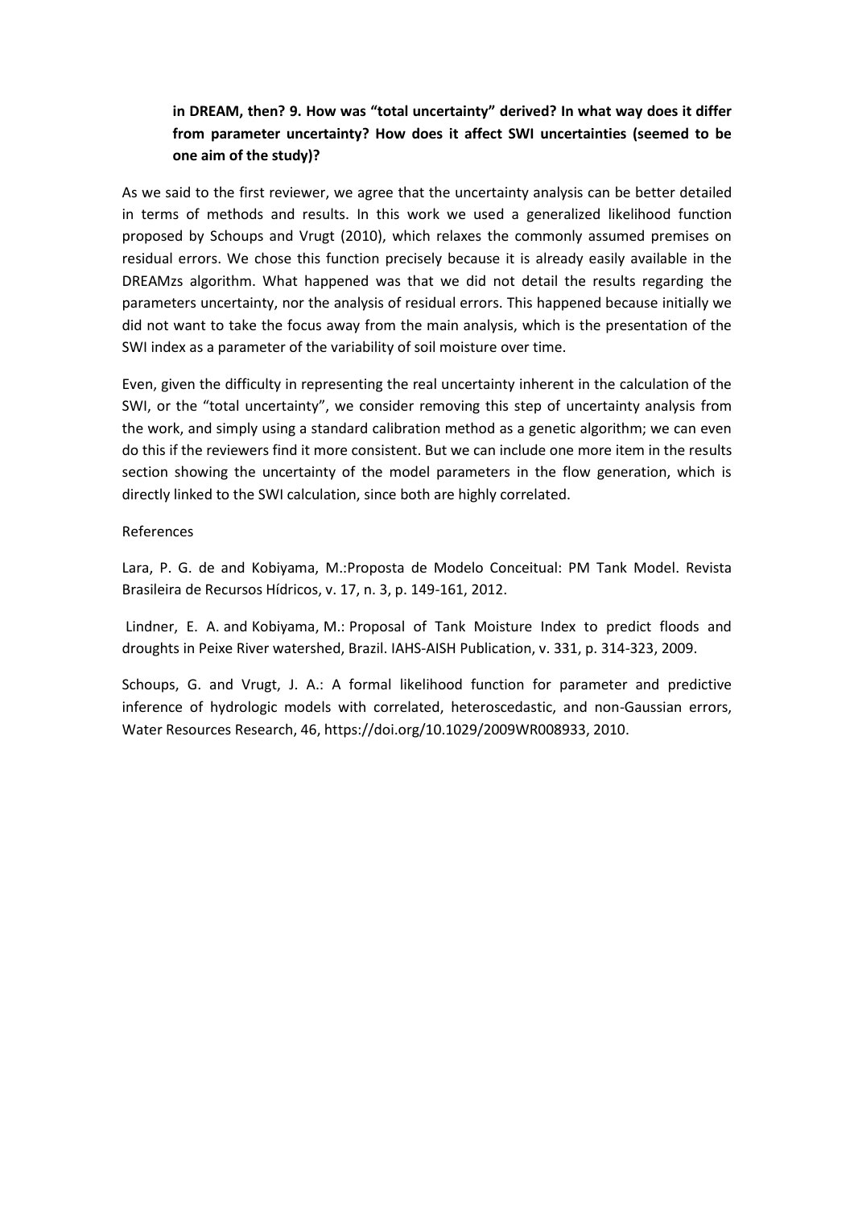**in DREAM, then? 9. How was "total uncertainty" derived? In what way does it differ from parameter uncertainty? How does it affect SWI uncertainties (seemed to be one aim of the study)?**

As we said to the first reviewer, we agree that the uncertainty analysis can be better detailed in terms of methods and results. In this work we used a generalized likelihood function proposed by Schoups and Vrugt (2010), which relaxes the commonly assumed premises on residual errors. We chose this function precisely because it is already easily available in the DREAMzs algorithm. What happened was that we did not detail the results regarding the parameters uncertainty, nor the analysis of residual errors. This happened because initially we did not want to take the focus away from the main analysis, which is the presentation of the SWI index as a parameter of the variability of soil moisture over time.

Even, given the difficulty in representing the real uncertainty inherent in the calculation of the SWI, or the "total uncertainty", we consider removing this step of uncertainty analysis from the work, and simply using a standard calibration method as a genetic algorithm; we can even do this if the reviewers find it more consistent. But we can include one more item in the results section showing the uncertainty of the model parameters in the flow generation, which is directly linked to the SWI calculation, since both are highly correlated.

References

Lara, P. G. de and Kobiyama, M.:Proposta de Modelo Conceitual: PM Tank Model. Revista Brasileira de Recursos Hídricos, v. 17, n. 3, p. 149-161, 2012.

Lindner, E. A. and Kobiyama, M.: Proposal of Tank Moisture Index to predict floods and droughts in Peixe River watershed, Brazil. IAHS-AISH Publication, v. 331, p. 314-323, 2009.

Schoups, G. and Vrugt, J. A.: A formal likelihood function for parameter and predictive inference of hydrologic models with correlated, heteroscedastic, and non-Gaussian errors, Water Resources Research, 46, https://doi.org/10.1029/2009WR008933, 2010.